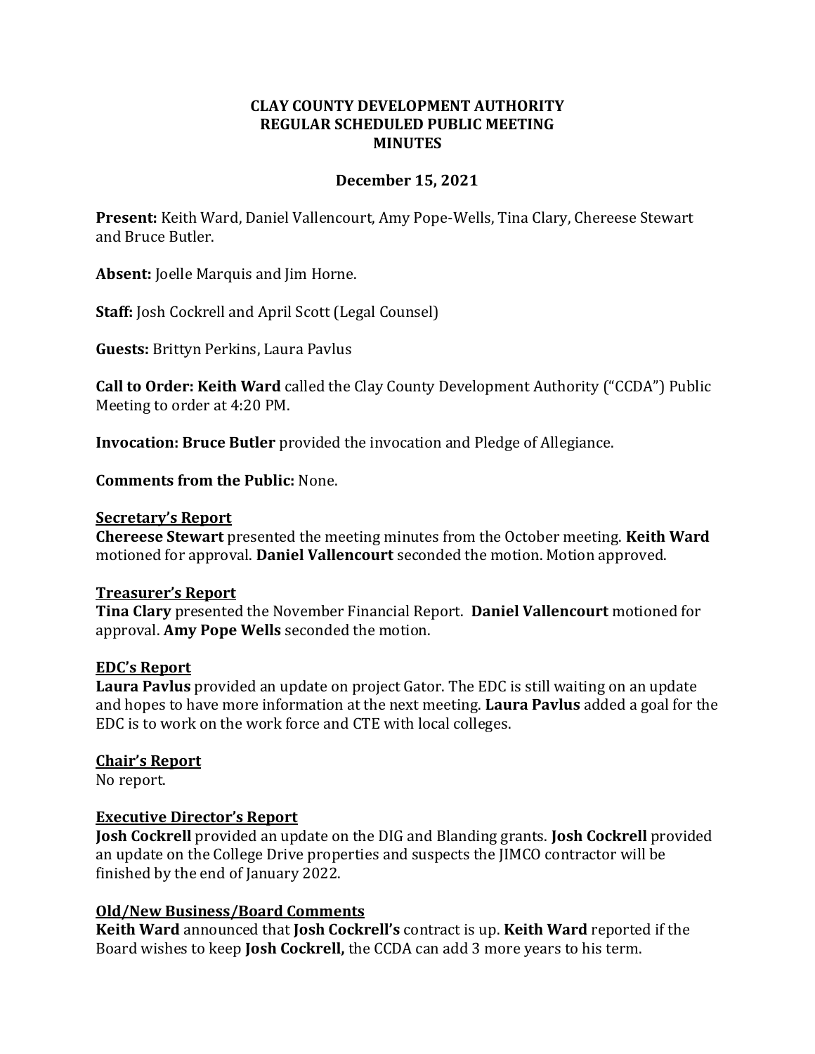**CLAY COUNTY DEVELOPMENT AUTHORITY**
**REGULAR SCHEDULED PUBLIC MEETING**
**MINUTES**

**December 15, 2021**

**Present:** Keith Ward, Daniel Vallencourt, Amy Pope-Wells, Tina Clary, Chereese Stewart and Bruce Butler.

**Absent:** Joelle Marquis and Jim Horne.

**Staff:** Josh Cockrell and April Scott (Legal Counsel)

**Guests:** Brittyn Perkins, Laura Pavlus

**Call to Order: Keith Ward** called the Clay County Development Authority ("CCDA") Public Meeting to order at 4:20 PM.

**Invocation: Bruce Butler** provided the invocation and Pledge of Allegiance.

**Comments from the Public:** None.

**Secretary's Report**

**Chereese Stewart** presented the meeting minutes from the October meeting. **Keith Ward** motioned for approval. **Daniel Vallencourt** seconded the motion. Motion approved.

**Treasurer's Report**

**Tina Clary** presented the November Financial Report. **Daniel Vallencourt** motioned for approval. **Amy Pope Wells** seconded the motion.

**EDC's Report**

**Laura Pavlus** provided an update on project Gator. The EDC is still waiting on an update and hopes to have more information at the next meeting. **Laura Pavlus** added a goal for the EDC is to work on the work force and CTE with local colleges.

**Chair's Report**

No report.

**Executive Director's Report**

**Josh Cockrell** provided an update on the DIG and Blanding grants. **Josh Cockrell** provided an update on the College Drive properties and suspects the JIMCO contractor will be finished by the end of January 2022.

**Old/New Business/Board Comments**

**Keith Ward** announced that **Josh Cockrell's** contract is up. **Keith Ward** reported if the Board wishes to keep **Josh Cockrell,** the CCDA can add 3 more years to his term.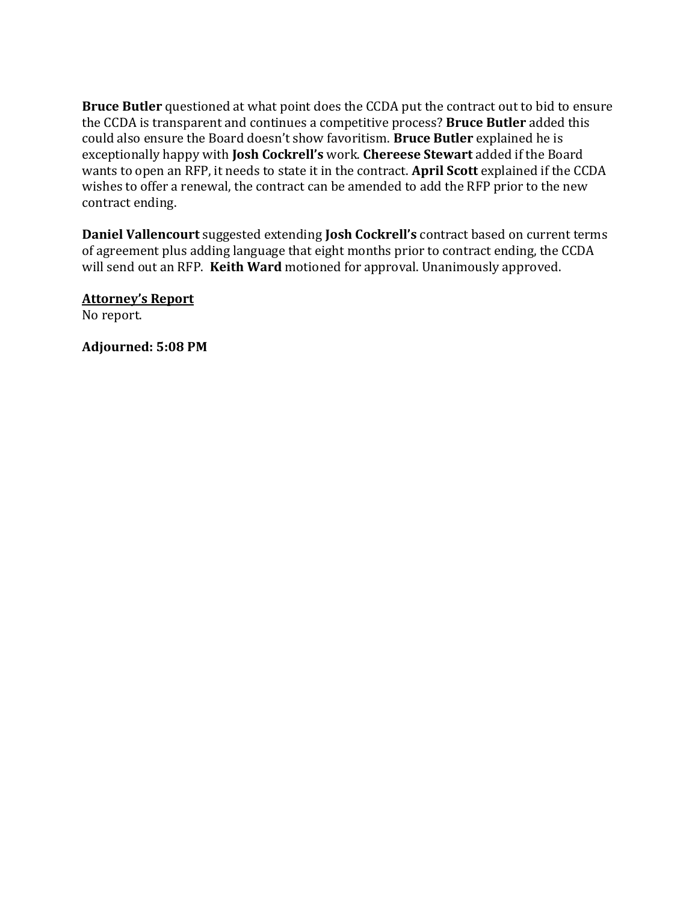**Bruce Butler** questioned at what point does the CCDA put the contract out to bid to ensure the CCDA is transparent and continues a competitive process? **Bruce Butler** added this could also ensure the Board doesn't show favoritism. **Bruce Butler** explained he is exceptionally happy with **Josh Cockrell's** work. **Chereese Stewart** added if the Board wants to open an RFP, it needs to state it in the contract. **April Scott** explained if the CCDA wishes to offer a renewal, the contract can be amended to add the RFP prior to the new contract ending.

**Daniel Vallencourt** suggested extending **Josh Cockrell's** contract based on current terms of agreement plus adding language that eight months prior to contract ending, the CCDA will send out an RFP. **Keith Ward** motioned for approval. Unanimously approved.

**Attorney's Report**

No report.

**Adjourned: 5:08 PM**